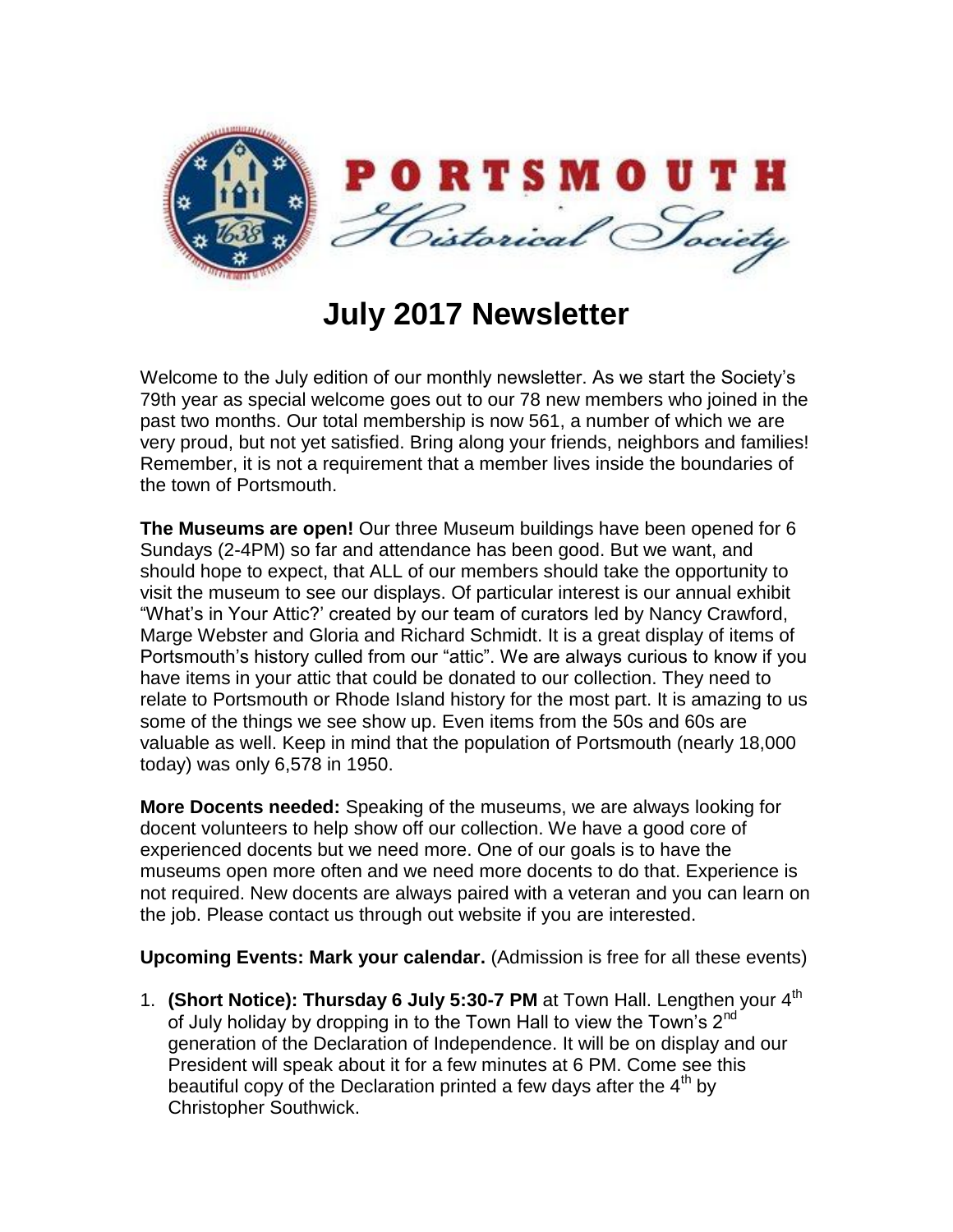# PORTSMOUTH Historical Society

## July 2017 Newsletter

Welcome to the July edition of our monthly newsletter. As we start the Society's 79th year as special welcome goes out to our 78 new members who joined in the past two months. Our total membership is now 561, a number of which we are very proud, but not yet satisfied. Bring along your friends, neighbors and families! Remember, it is not a requirement that a member lives inside the boundaries of the town of Portsmouth.

**The Museums are open!** Our three Museum buildings have been opened for 6 Sundays (2-4PM) so far and attendance has been good. But we want, and should hope to expect, that ALL of our members should take the opportunity to visit the museum to see our displays. Of particular interest is our annual exhibit "What's in Your Attic?' created by our team of curators led by Nancy Crawford, Marge Webster and Gloria and Richard Schmidt. It is a great display of items of Portsmouth's history culled from our "attic". We are always curious to know if you have items in your attic that could be donated to our collection. They need to relate to Portsmouth or Rhode Island history for the most part. It is amazing to us some of the things we see show up. Even items from the 50s and 60s are valuable as well. Keep in mind that the population of Portsmouth (nearly 18,000 today) was only 6,578 in 1950.

**More Docents needed:** Speaking of the museums, we are always looking for docent volunteers to help show off our collection. We have a good core of experienced docents but we need more. One of our goals is to have the museums open more often and we need more docents to do that. Experience is not required. New docents are always paired with a veteran and you can learn on the job. Please contact us through out website if you are interested.

**Upcoming Events: Mark your calendar.** (Admission is free for all these events)

1. **(Short Notice): Thursday 6 July 5:30-7 PM** at Town Hall. Lengthen your 4th of July holiday by dropping in to the Town Hall to view the Town's 2nd generation of the Declaration of Independence. It will be on display and our President will speak about it for a few minutes at 6 PM. Come see this beautiful copy of the Declaration printed a few days after the 4th by Christopher Southwick.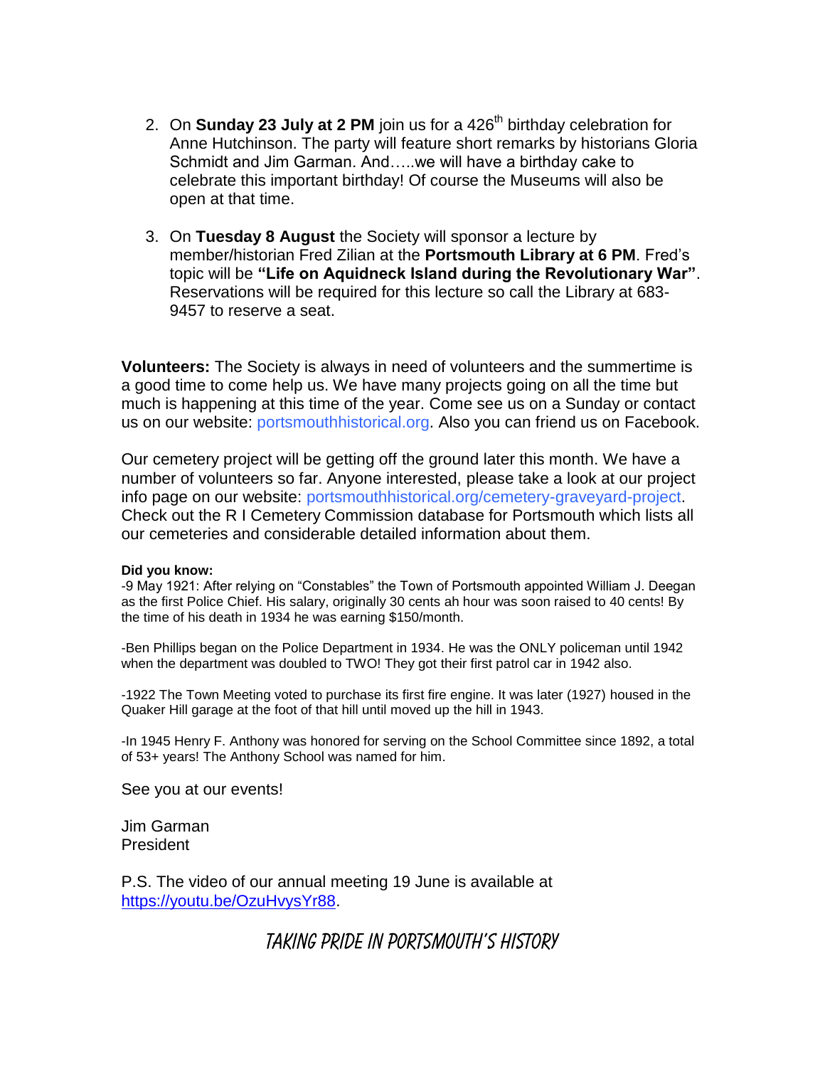2. On **Sunday 23 July at 2 PM** join us for a 426th birthday celebration for Anne Hutchinson. The party will feature short remarks by historians Gloria Schmidt and Jim Garman. And…..we will have a birthday cake to celebrate this important birthday! Of course the Museums will also be open at that time.

3. On **Tuesday 8 August** the Society will sponsor a lecture by member/historian Fred Zilian at the **Portsmouth Library at 6 PM**. Fred's topic will be **"Life on Aquidneck Island during the Revolutionary War"**. Reservations will be required for this lecture so call the Library at 683-9457 to reserve a seat.

**Volunteers:** The Society is always in need of volunteers and the summertime is a good time to come help us. We have many projects going on all the time but much is happening at this time of the year. Come see us on a Sunday or contact us on our website: portsmouthhistorical.org. Also you can friend us on Facebook.

Our cemetery project will be getting off the ground later this month. We have a number of volunteers so far. Anyone interested, please take a look at our project info page on our website: portsmouthhistorical.org/cemetery-graveyard-project. Check out the R I Cemetery Commission database for Portsmouth which lists all our cemeteries and considerable detailed information about them.

**Did you know:**

-9 May 1921: After relying on "Constables" the Town of Portsmouth appointed William J. Deegan as the first Police Chief. His salary, originally 30 cents ah hour was soon raised to 40 cents! By the time of his death in 1934 he was earning $150/month.

-Ben Phillips began on the Police Department in 1934. He was the ONLY policeman until 1942 when the department was doubled to TWO! They got their first patrol car in 1942 also.

-1922 The Town Meeting voted to purchase its first fire engine. It was later (1927) housed in the Quaker Hill garage at the foot of that hill until moved up the hill in 1943.

-In 1945 Henry F. Anthony was honored for serving on the School Committee since 1892, a total of 53+ years! The Anthony School was named for him.

See you at our events!

Jim Garman
President

P.S. The video of our annual meeting 19 June is available at https://youtu.be/OzuHvysYr88.

TAKING PRIDE IN PORTSMOUTH'S HISTORY